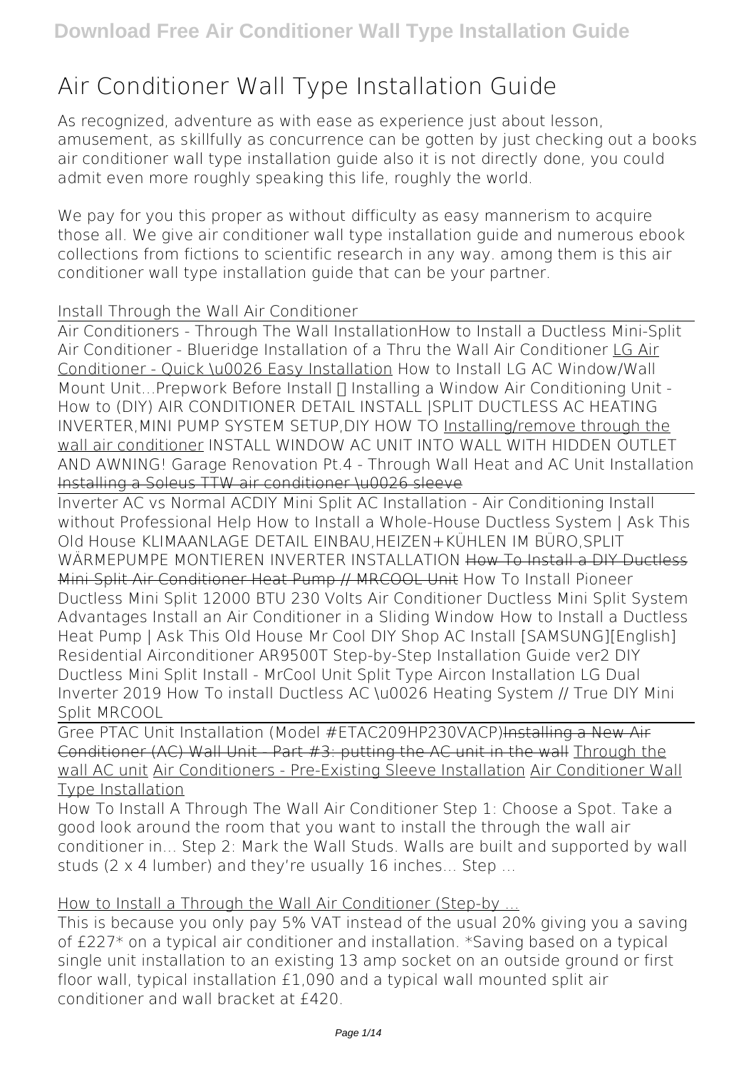# Air Conditioner Wall Type Installation Guide

As recognized, adventure as with ease as experience just about lesson, amusement, as skillfully as concurrence can be gotten by just checking out a books **air conditioner wall type installation guide** also it is not directly done, you could admit even more roughly speaking this life, roughly the world.

We pay for you this proper as without difficulty as easy mannerism to acquire those all. We give air conditioner wall type installation guide and numerous ebook collections from fictions to scientific research in any way. among them is this air conditioner wall type installation guide that can be your partner.

Install Through the Wall Air Conditioner

Air Conditioners - Through The Wall Installation *How to Install a Ductless Mini-Split Air Conditioner - Blueridge Installation of a Thru the Wall Air Conditioner* LG Air Conditioner - Quick \u0026 Easy Installation *How to Install LG AC Window/Wall Mount Unit...Prepwork Before Install* ✨ *Installing a Window Air Conditioning Unit - How to (DIY) AIR CONDITIONER DETAIL INSTALL |SPLIT DUCTLESS AC HEATING INVERTER,MINI PUMP SYSTEM SETUP,DIY HOW TO* Installing/remove through the wall air conditioner *INSTALL WINDOW AC UNIT INTO WALL WITH HIDDEN OUTLET AND AWNING! Garage Renovation Pt.4 - Through Wall Heat and AC Unit Installation* Installing a Soleus TTW air conditioner \u0026 sleeve

Inverter AC vs Normal AC*DIY Mini Split AC Installation - Air Conditioning Install without Professional Help How to Install a Whole-House Ductless System | Ask This Old House KLIMAANLAGE DETAIL EINBAU,HEIZEN+KÜHLEN IM BÜRO,SPLIT WÄRMEPUMPE MONTIEREN INVERTER INSTALLATION* How To Install a DIY Ductless Mini Split Air Conditioner Heat Pump // MRCOOL Unit *How To Install Pioneer Ductless Mini Split 12000 BTU 230 Volts Air Conditioner Ductless Mini Split System Advantages Install an Air Conditioner in a Sliding Window How to Install a Ductless Heat Pump | Ask This Old House Mr Cool DIY Shop AC Install [SAMSUNG][English] Residential Airconditioner AR9500T Step-by-Step Installation Guide ver2 DIY Ductless Mini Split Install - MrCool Unit Split Type Aircon Installation LG Dual Inverter 2019 How To install Ductless AC \u0026 Heating System // True DIY Mini Split MRCOOL*

Gree PTAC Unit Installation (Model #ETAC209HP230VACP)Installing a New Air Conditioner (AC) Wall Unit - Part #3: putting the AC unit in the wall Through the wall AC unit Air Conditioners - Pre-Existing Sleeve Installation Air Conditioner Wall Type Installation

How To Install A Through The Wall Air Conditioner Step 1: Choose a Spot. Take a good look around the room that you want to install the through the wall air conditioner in... Step 2: Mark the Wall Studs. Walls are built and supported by wall studs (2 x 4 lumber) and they're usually 16 inches... Step ...

How to Install a Through the Wall Air Conditioner (Step-by ...

This is because you only pay 5% VAT instead of the usual 20% giving you a saving of £227* on a typical air conditioner and installation. *Saving based on a typical single unit installation to an existing 13 amp socket on an outside ground or first floor wall, typical installation £1,090 and a typical wall mounted split air conditioner and wall bracket at £420.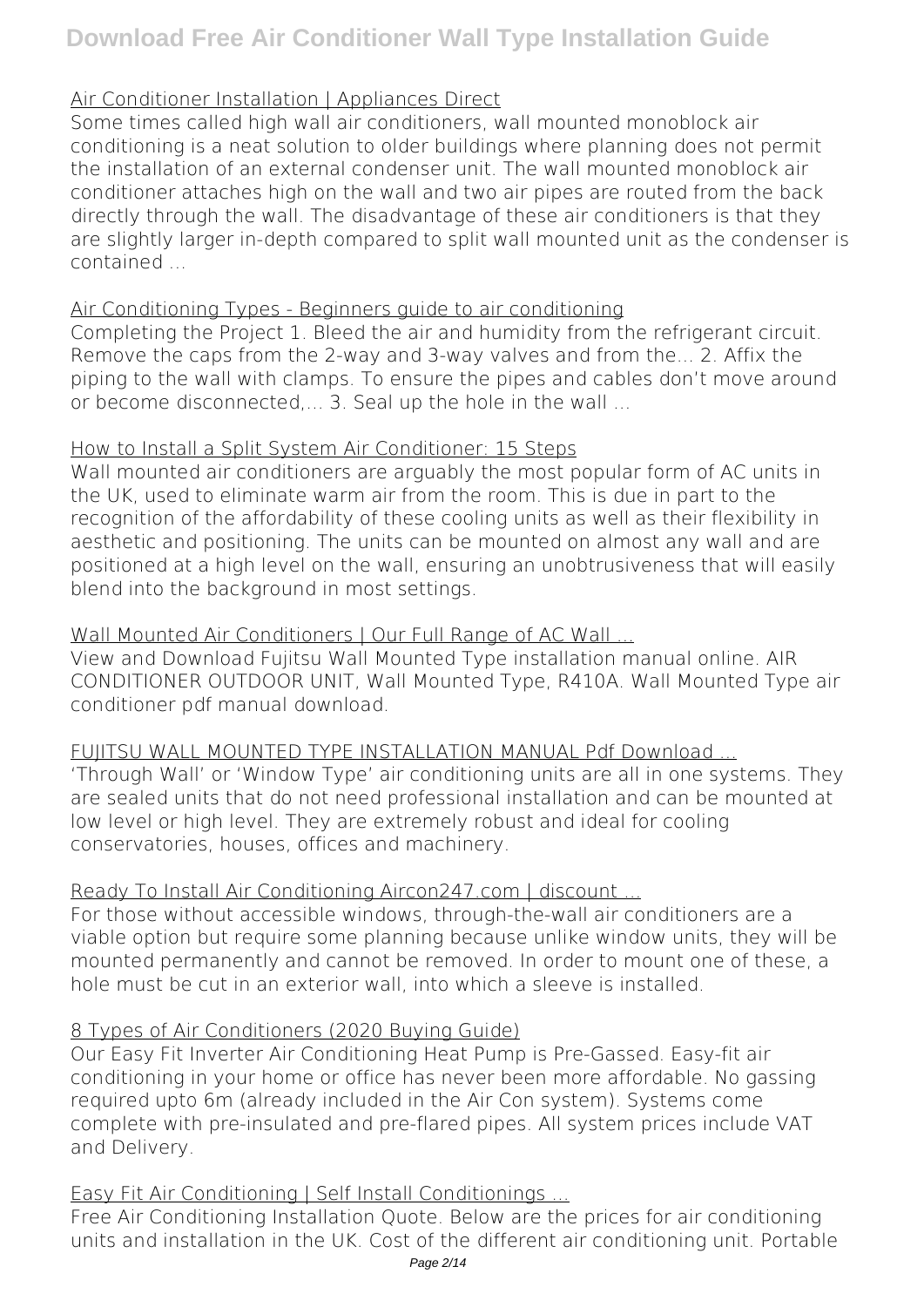### Air Conditioner Installation | Appliances Direct

Some times called high wall air conditioners, wall mounted monoblock air conditioning is a neat solution to older buildings where planning does not permit the installation of an external condenser unit. The wall mounted monoblock air conditioner attaches high on the wall and two air pipes are routed from the back directly through the wall. The disadvantage of these air conditioners is that they are slightly larger in-depth compared to split wall mounted unit as the condenser is contained ...

### Air Conditioning Types - Beginners guide to air conditioning

Completing the Project 1. Bleed the air and humidity from the refrigerant circuit. Remove the caps from the 2-way and 3-way valves and from the... 2. Affix the piping to the wall with clamps. To ensure the pipes and cables don't move around or become disconnected,... 3. Seal up the hole in the wall ...

### How to Install a Split System Air Conditioner: 15 Steps

Wall mounted air conditioners are arguably the most popular form of AC units in the UK, used to eliminate warm air from the room. This is due in part to the recognition of the affordability of these cooling units as well as their flexibility in aesthetic and positioning. The units can be mounted on almost any wall and are positioned at a high level on the wall, ensuring an unobtrusiveness that will easily blend into the background in most settings.

### Wall Mounted Air Conditioners | Our Full Range of AC Wall ...

View and Download Fujitsu Wall Mounted Type installation manual online. AIR CONDITIONER OUTDOOR UNIT, Wall Mounted Type, R410A. Wall Mounted Type air conditioner pdf manual download.

### FUJITSU WALL MOUNTED TYPE INSTALLATION MANUAL Pdf Download ...

'Through Wall' or 'Window Type' air conditioning units are all in one systems. They are sealed units that do not need professional installation and can be mounted at low level or high level. They are extremely robust and ideal for cooling conservatories, houses, offices and machinery.

### Ready To Install Air Conditioning Aircon247.com | discount ...

For those without accessible windows, through-the-wall air conditioners are a viable option but require some planning because unlike window units, they will be mounted permanently and cannot be removed. In order to mount one of these, a hole must be cut in an exterior wall, into which a sleeve is installed.

### 8 Types of Air Conditioners (2020 Buying Guide)

Our Easy Fit Inverter Air Conditioning Heat Pump is Pre-Gassed. Easy-fit air conditioning in your home or office has never been more affordable. No gassing required upto 6m (already included in the Air Con system). Systems come complete with pre-insulated and pre-flared pipes. All system prices include VAT and Delivery.

### Easy Fit Air Conditioning | Self Install Conditionings ...

Free Air Conditioning Installation Quote. Below are the prices for air conditioning units and installation in the UK. Cost of the different air conditioning unit. Portable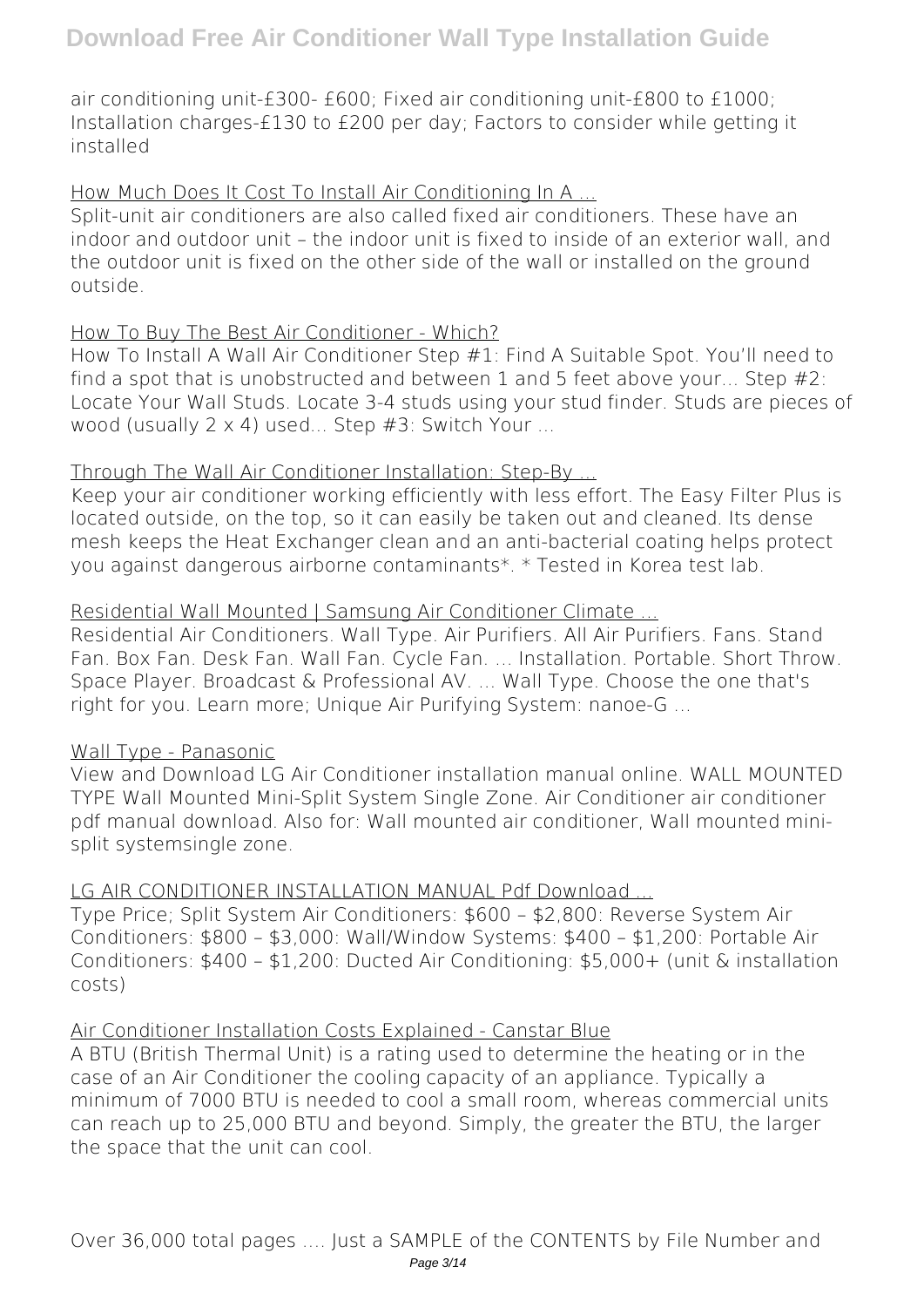air conditioning unit-£300- £600; Fixed air conditioning unit-£800 to £1000; Installation charges-£130 to £200 per day; Factors to consider while getting it installed

How Much Does It Cost To Install Air Conditioning In A ...

Split-unit air conditioners are also called fixed air conditioners. These have an indoor and outdoor unit – the indoor unit is fixed to inside of an exterior wall, and the outdoor unit is fixed on the other side of the wall or installed on the ground outside.

How To Buy The Best Air Conditioner - Which?

How To Install A Wall Air Conditioner Step #1: Find A Suitable Spot. You'll need to find a spot that is unobstructed and between 1 and 5 feet above your... Step #2: Locate Your Wall Studs. Locate 3-4 studs using your stud finder. Studs are pieces of wood (usually 2 x 4) used... Step #3: Switch Your ...

Through The Wall Air Conditioner Installation: Step-By ...

Keep your air conditioner working efficiently with less effort. The Easy Filter Plus is located outside, on the top, so it can easily be taken out and cleaned. Its dense mesh keeps the Heat Exchanger clean and an anti-bacterial coating helps protect you against dangerous airborne contaminants*. * Tested in Korea test lab.

Residential Wall Mounted | Samsung Air Conditioner Climate ...

Residential Air Conditioners. Wall Type. Air Purifiers. All Air Purifiers. Fans. Stand Fan. Box Fan. Desk Fan. Wall Fan. Cycle Fan. ... Installation. Portable. Short Throw. Space Player. Broadcast & Professional AV. ... Wall Type. Choose the one that's right for you. Learn more; Unique Air Purifying System: nanoe-G ...

Wall Type - Panasonic

View and Download LG Air Conditioner installation manual online. WALL MOUNTED TYPE Wall Mounted Mini-Split System Single Zone. Air Conditioner air conditioner pdf manual download. Also for: Wall mounted air conditioner, Wall mounted mini-split systemsingle zone.

LG AIR CONDITIONER INSTALLATION MANUAL Pdf Download ...

Type Price; Split System Air Conditioners: $600 – $2,800: Reverse System Air Conditioners: $800 – $3,000: Wall/Window Systems: $400 – $1,200: Portable Air Conditioners: $400 – $1,200: Ducted Air Conditioning: $5,000+ (unit & installation costs)

Air Conditioner Installation Costs Explained - Canstar Blue

A BTU (British Thermal Unit) is a rating used to determine the heating or in the case of an Air Conditioner the cooling capacity of an appliance. Typically a minimum of 7000 BTU is needed to cool a small room, whereas commercial units can reach up to 25,000 BTU and beyond. Simply, the greater the BTU, the larger the space that the unit can cool.

Over 36,000 total pages .... Just a SAMPLE of the CONTENTS by File Number and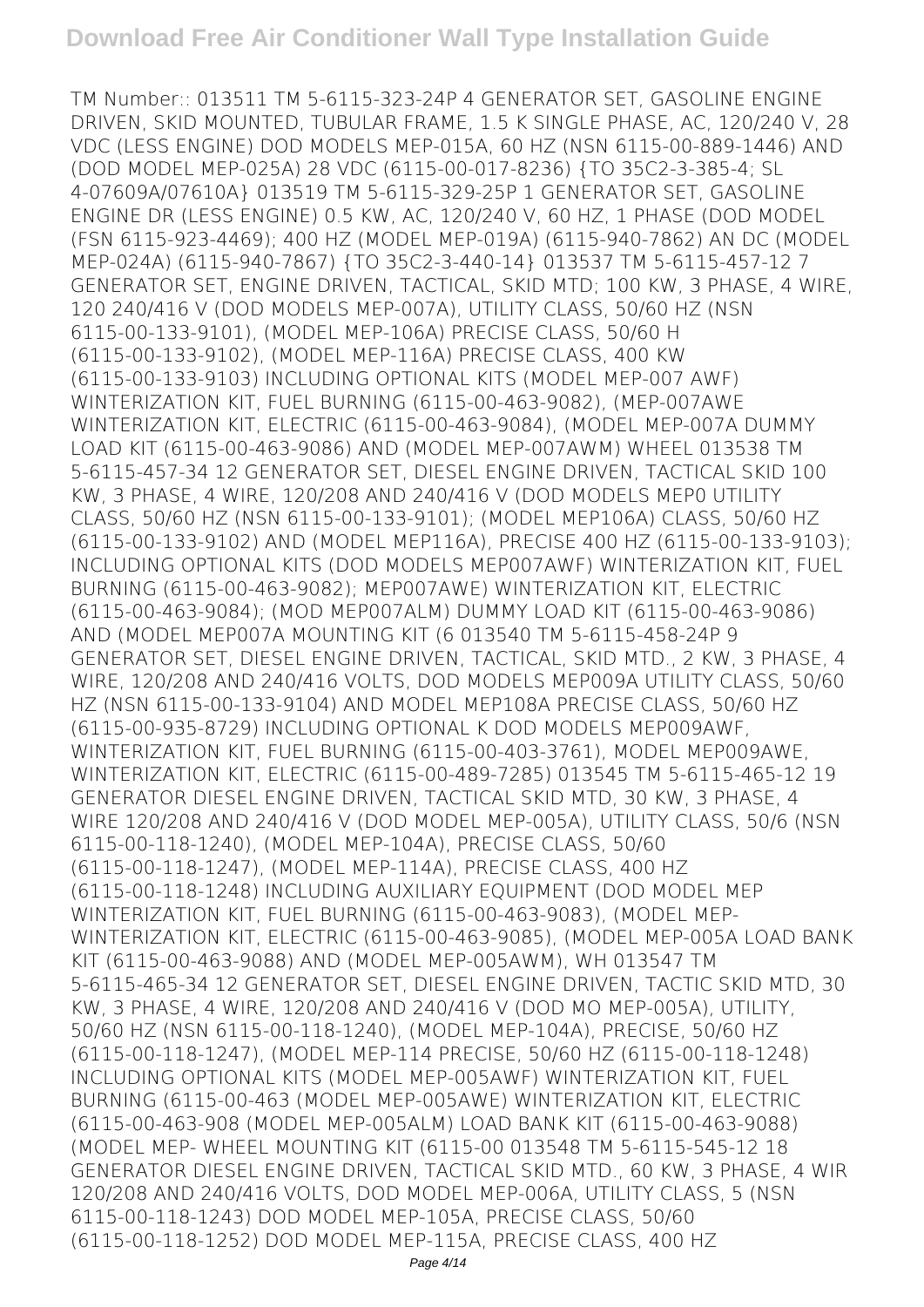TM Number:: 013511 TM 5-6115-323-24P 4 GENERATOR SET, GASOLINE ENGINE DRIVEN, SKID MOUNTED, TUBULAR FRAME, 1.5 K SINGLE PHASE, AC, 120/240 V, 28 VDC (LESS ENGINE) DOD MODELS MEP-015A, 60 HZ (NSN 6115-00-889-1446) AND (DOD MODEL MEP-025A) 28 VDC (6115-00-017-8236) {TO 35C2-3-385-4; SL 4-07609A/07610A} 013519 TM 5-6115-329-25P 1 GENERATOR SET, GASOLINE ENGINE DR (LESS ENGINE) 0.5 KW, AC, 120/240 V, 60 HZ, 1 PHASE (DOD MODEL (FSN 6115-923-4469); 400 HZ (MODEL MEP-019A) (6115-940-7862) AN DC (MODEL MEP-024A) (6115-940-7867) {TO 35C2-3-440-14} 013537 TM 5-6115-457-12 7 GENERATOR SET, ENGINE DRIVEN, TACTICAL, SKID MTD; 100 KW, 3 PHASE, 4 WIRE, 120 240/416 V (DOD MODELS MEP-007A), UTILITY CLASS, 50/60 HZ (NSN 6115-00-133-9101), (MODEL MEP-106A) PRECISE CLASS, 50/60 H (6115-00-133-9102), (MODEL MEP-116A) PRECISE CLASS, 400 KW (6115-00-133-9103) INCLUDING OPTIONAL KITS (MODEL MEP-007 AWF) WINTERIZATION KIT, FUEL BURNING (6115-00-463-9082), (MEP-007AWE WINTERIZATION KIT, ELECTRIC (6115-00-463-9084), (MODEL MEP-007A DUMMY LOAD KIT (6115-00-463-9086) AND (MODEL MEP-007AWM) WHEEL 013538 TM 5-6115-457-34 12 GENERATOR SET, DIESEL ENGINE DRIVEN, TACTICAL SKID 100 KW, 3 PHASE, 4 WIRE, 120/208 AND 240/416 V (DOD MODELS MEP0 UTILITY CLASS, 50/60 HZ (NSN 6115-00-133-9101); (MODEL MEP106A) CLASS, 50/60 HZ (6115-00-133-9102) AND (MODEL MEP116A), PRECISE 400 HZ (6115-00-133-9103); INCLUDING OPTIONAL KITS (DOD MODELS MEP007AWF) WINTERIZATION KIT, FUEL BURNING (6115-00-463-9082); MEP007AWE) WINTERIZATION KIT, ELECTRIC (6115-00-463-9084); (MOD MEP007ALM) DUMMY LOAD KIT (6115-00-463-9086) AND (MODEL MEP007A MOUNTING KIT (6 013540 TM 5-6115-458-24P 9 GENERATOR SET, DIESEL ENGINE DRIVEN, TACTICAL, SKID MTD., 2 KW, 3 PHASE, 4 WIRE, 120/208 AND 240/416 VOLTS, DOD MODELS MEP009A UTILITY CLASS, 50/60 HZ (NSN 6115-00-133-9104) AND MODEL MEP108A PRECISE CLASS, 50/60 HZ (6115-00-935-8729) INCLUDING OPTIONAL K DOD MODELS MEP009AWF, WINTERIZATION KIT, FUEL BURNING (6115-00-403-3761), MODEL MEP009AWE, WINTERIZATION KIT, ELECTRIC (6115-00-489-7285) 013545 TM 5-6115-465-12 19 GENERATOR DIESEL ENGINE DRIVEN, TACTICAL SKID MTD, 30 KW, 3 PHASE, 4 WIRE 120/208 AND 240/416 V (DOD MODEL MEP-005A), UTILITY CLASS, 50/6 (NSN 6115-00-118-1240), (MODEL MEP-104A), PRECISE CLASS, 50/60 (6115-00-118-1247), (MODEL MEP-114A), PRECISE CLASS, 400 HZ (6115-00-118-1248) INCLUDING AUXILIARY EQUIPMENT (DOD MODEL MEP WINTERIZATION KIT, FUEL BURNING (6115-00-463-9083), (MODEL MEP- WINTERIZATION KIT, ELECTRIC (6115-00-463-9085), (MODEL MEP-005A LOAD BANK KIT (6115-00-463-9088) AND (MODEL MEP-005AWM), WH 013547 TM 5-6115-465-34 12 GENERATOR SET, DIESEL ENGINE DRIVEN, TACTIC SKID MTD, 30 KW, 3 PHASE, 4 WIRE, 120/208 AND 240/416 V (DOD MO MEP-005A), UTILITY, 50/60 HZ (NSN 6115-00-118-1240), (MODEL MEP-104A), PRECISE, 50/60 HZ (6115-00-118-1247), (MODEL MEP-114 PRECISE, 50/60 HZ (6115-00-118-1248) INCLUDING OPTIONAL KITS (MODEL MEP-005AWF) WINTERIZATION KIT, FUEL BURNING (6115-00-463 (MODEL MEP-005AWE) WINTERIZATION KIT, ELECTRIC (6115-00-463-908 (MODEL MEP-005ALM) LOAD BANK KIT (6115-00-463-9088) (MODEL MEP- WHEEL MOUNTING KIT (6115-00 013548 TM 5-6115-545-12 18 GENERATOR DIESEL ENGINE DRIVEN, TACTICAL SKID MTD., 60 KW, 3 PHASE, 4 WIR 120/208 AND 240/416 VOLTS, DOD MODEL MEP-006A, UTILITY CLASS, 5 (NSN 6115-00-118-1243) DOD MODEL MEP-105A, PRECISE CLASS, 50/60 (6115-00-118-1252) DOD MODEL MEP-115A, PRECISE CLASS, 400 HZ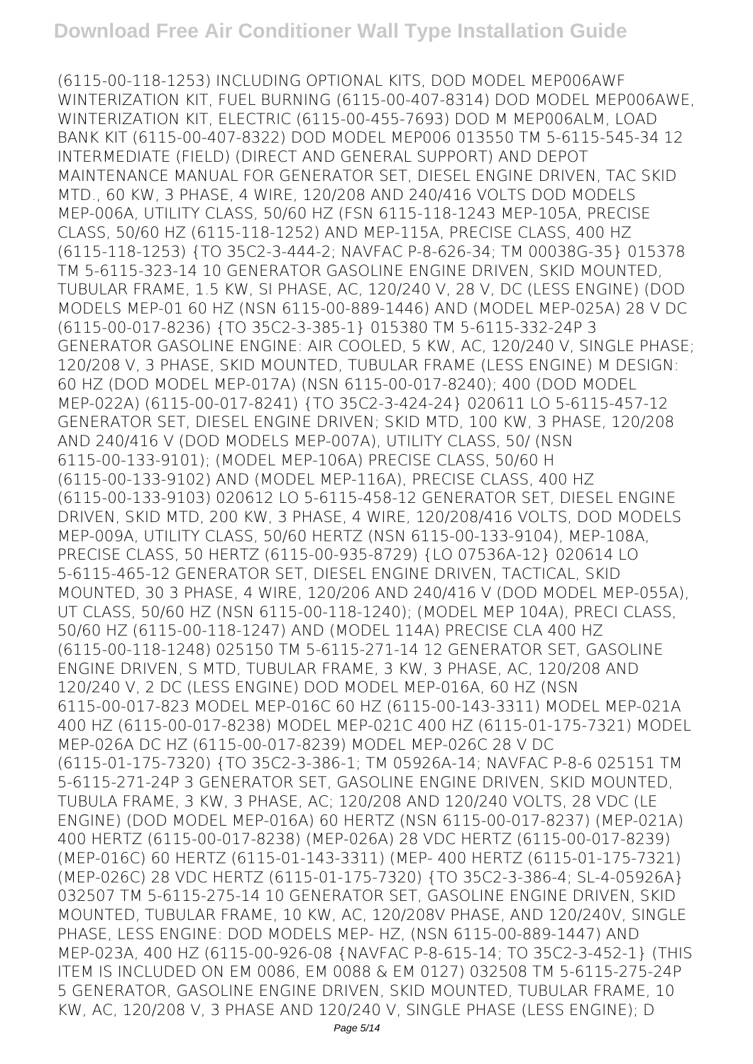(6115-00-118-1253) INCLUDING OPTIONAL KITS, DOD MODEL MEP006AWF WINTERIZATION KIT, FUEL BURNING (6115-00-407-8314) DOD MODEL MEP006AWE, WINTERIZATION KIT, ELECTRIC (6115-00-455-7693) DOD M MEP006ALM, LOAD BANK KIT (6115-00-407-8322) DOD MODEL MEP006 013550 TM 5-6115-545-34 12 INTERMEDIATE (FIELD) (DIRECT AND GENERAL SUPPORT) AND DEPOT MAINTENANCE MANUAL FOR GENERATOR SET, DIESEL ENGINE DRIVEN, TAC SKID MTD., 60 KW, 3 PHASE, 4 WIRE, 120/208 AND 240/416 VOLTS DOD MODELS MEP-006A, UTILITY CLASS, 50/60 HZ (FSN 6115-118-1243 MEP-105A, PRECISE CLASS, 50/60 HZ (6115-118-1252) AND MEP-115A, PRECISE CLASS, 400 HZ (6115-118-1253) {TO 35C2-3-444-2; NAVFAC P-8-626-34; TM 00038G-35} 015378 TM 5-6115-323-14 10 GENERATOR GASOLINE ENGINE DRIVEN, SKID MOUNTED, TUBULAR FRAME, 1.5 KW, SI PHASE, AC, 120/240 V, 28 V, DC (LESS ENGINE) (DOD MODELS MEP-01 60 HZ (NSN 6115-00-889-1446) AND (MODEL MEP-025A) 28 V DC (6115-00-017-8236) {TO 35C2-3-385-1} 015380 TM 5-6115-332-24P 3 GENERATOR GASOLINE ENGINE: AIR COOLED, 5 KW, AC, 120/240 V, SINGLE PHASE; 120/208 V, 3 PHASE, SKID MOUNTED, TUBULAR FRAME (LESS ENGINE) M DESIGN: 60 HZ (DOD MODEL MEP-017A) (NSN 6115-00-017-8240); 400 (DOD MODEL MEP-022A) (6115-00-017-8241) {TO 35C2-3-424-24} 020611 LO 5-6115-457-12 GENERATOR SET, DIESEL ENGINE DRIVEN; SKID MTD, 100 KW, 3 PHASE, 120/208 AND 240/416 V (DOD MODELS MEP-007A), UTILITY CLASS, 50/ (NSN 6115-00-133-9101); (MODEL MEP-106A) PRECISE CLASS, 50/60 H (6115-00-133-9102) AND (MODEL MEP-116A), PRECISE CLASS, 400 HZ (6115-00-133-9103) 020612 LO 5-6115-458-12 GENERATOR SET, DIESEL ENGINE DRIVEN, SKID MTD, 200 KW, 3 PHASE, 4 WIRE, 120/208/416 VOLTS, DOD MODELS MEP-009A, UTILITY CLASS, 50/60 HERTZ (NSN 6115-00-133-9104), MEP-108A, PRECISE CLASS, 50 HERTZ (6115-00-935-8729) {LO 07536A-12} 020614 LO 5-6115-465-12 GENERATOR SET, DIESEL ENGINE DRIVEN, TACTICAL, SKID MOUNTED, 30 3 PHASE, 4 WIRE, 120/206 AND 240/416 V (DOD MODEL MEP-055A), UT CLASS, 50/60 HZ (NSN 6115-00-118-1240); (MODEL MEP 104A), PRECI CLASS, 50/60 HZ (6115-00-118-1247) AND (MODEL 114A) PRECISE CLA 400 HZ (6115-00-118-1248) 025150 TM 5-6115-271-14 12 GENERATOR SET, GASOLINE ENGINE DRIVEN, S MTD, TUBULAR FRAME, 3 KW, 3 PHASE, AC, 120/208 AND 120/240 V, 2 DC (LESS ENGINE) DOD MODEL MEP-016A, 60 HZ (NSN 6115-00-017-823 MODEL MEP-016C 60 HZ (6115-00-143-3311) MODEL MEP-021A 400 HZ (6115-00-017-8238) MODEL MEP-021C 400 HZ (6115-01-175-7321) MODEL MEP-026A DC HZ (6115-00-017-8239) MODEL MEP-026C 28 V DC (6115-01-175-7320) {TO 35C2-3-386-1; TM 05926A-14; NAVFAC P-8-6 025151 TM 5-6115-271-24P 3 GENERATOR SET, GASOLINE ENGINE DRIVEN, SKID MOUNTED, TUBULA FRAME, 3 KW, 3 PHASE, AC; 120/208 AND 120/240 VOLTS, 28 VDC (LE ENGINE) (DOD MODEL MEP-016A) 60 HERTZ (NSN 6115-00-017-8237) (MEP-021A) 400 HERTZ (6115-00-017-8238) (MEP-026A) 28 VDC HERTZ (6115-00-017-8239) (MEP-016C) 60 HERTZ (6115-01-143-3311) (MEP- 400 HERTZ (6115-01-175-7321) (MEP-026C) 28 VDC HERTZ (6115-01-175-7320) {TO 35C2-3-386-4; SL-4-05926A} 032507 TM 5-6115-275-14 10 GENERATOR SET, GASOLINE ENGINE DRIVEN, SKID MOUNTED, TUBULAR FRAME, 10 KW, AC, 120/208V PHASE, AND 120/240V, SINGLE PHASE, LESS ENGINE: DOD MODELS MEP- HZ, (NSN 6115-00-889-1447) AND MEP-023A, 400 HZ (6115-00-926-08 {NAVFAC P-8-615-14; TO 35C2-3-452-1} (THIS ITEM IS INCLUDED ON EM 0086, EM 0088 & EM 0127) 032508 TM 5-6115-275-24P 5 GENERATOR, GASOLINE ENGINE DRIVEN, SKID MOUNTED, TUBULAR FRAME, 10 KW, AC, 120/208 V, 3 PHASE AND 120/240 V, SINGLE PHASE (LESS ENGINE); D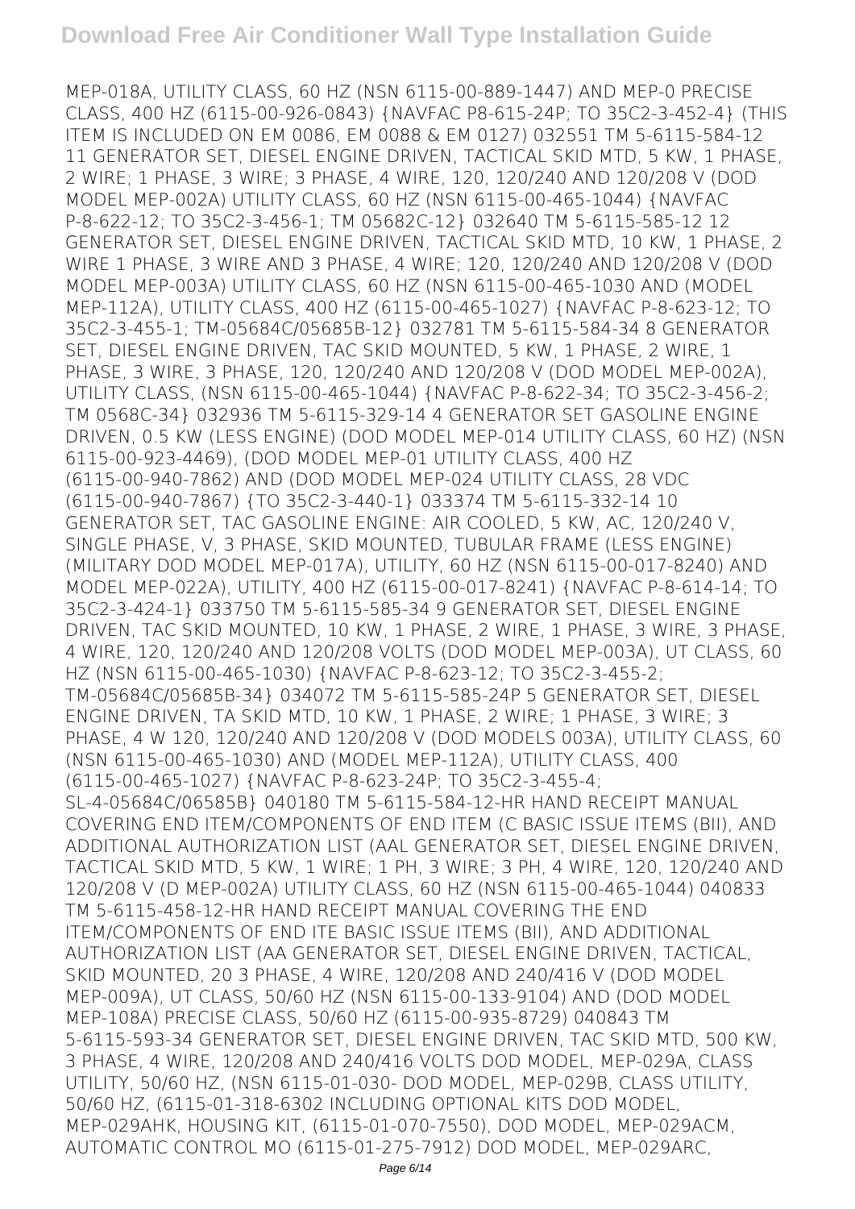MEP-018A, UTILITY CLASS, 60 HZ (NSN 6115-00-889-1447) AND MEP-0 PRECISE CLASS, 400 HZ (6115-00-926-0843) {NAVFAC P8-615-24P; TO 35C2-3-452-4} (THIS ITEM IS INCLUDED ON EM 0086, EM 0088 & EM 0127) 032551 TM 5-6115-584-12 11 GENERATOR SET, DIESEL ENGINE DRIVEN, TACTICAL SKID MTD, 5 KW, 1 PHASE, 2 WIRE; 1 PHASE, 3 WIRE; 3 PHASE, 4 WIRE, 120, 120/240 AND 120/208 V (DOD MODEL MEP-002A) UTILITY CLASS, 60 HZ (NSN 6115-00-465-1044) {NAVFAC P-8-622-12; TO 35C2-3-456-1; TM 05682C-12} 032640 TM 5-6115-585-12 12 GENERATOR SET, DIESEL ENGINE DRIVEN, TACTICAL SKID MTD, 10 KW, 1 PHASE, 2 WIRE 1 PHASE, 3 WIRE AND 3 PHASE, 4 WIRE; 120, 120/240 AND 120/208 V (DOD MODEL MEP-003A) UTILITY CLASS, 60 HZ (NSN 6115-00-465-1030 AND (MODEL MEP-112A), UTILITY CLASS, 400 HZ (6115-00-465-1027) {NAVFAC P-8-623-12; TO 35C2-3-455-1; TM-05684C/05685B-12} 032781 TM 5-6115-584-34 8 GENERATOR SET, DIESEL ENGINE DRIVEN, TAC SKID MOUNTED, 5 KW, 1 PHASE, 2 WIRE, 1 PHASE, 3 WIRE, 3 PHASE, 120, 120/240 AND 120/208 V (DOD MODEL MEP-002A), UTILITY CLASS, (NSN 6115-00-465-1044) {NAVFAC P-8-622-34; TO 35C2-3-456-2; TM 0568C-34} 032936 TM 5-6115-329-14 4 GENERATOR SET GASOLINE ENGINE DRIVEN, 0.5 KW (LESS ENGINE) (DOD MODEL MEP-014 UTILITY CLASS, 60 HZ) (NSN 6115-00-923-4469), (DOD MODEL MEP-01 UTILITY CLASS, 400 HZ (6115-00-940-7862) AND (DOD MODEL MEP-024 UTILITY CLASS, 28 VDC (6115-00-940-7867) {TO 35C2-3-440-1} 033374 TM 5-6115-332-14 10 GENERATOR SET, TAC GASOLINE ENGINE: AIR COOLED, 5 KW, AC, 120/240 V, SINGLE PHASE, V, 3 PHASE, SKID MOUNTED, TUBULAR FRAME (LESS ENGINE) (MILITARY DOD MODEL MEP-017A), UTILITY, 60 HZ (NSN 6115-00-017-8240) AND MODEL MEP-022A), UTILITY, 400 HZ (6115-00-017-8241) {NAVFAC P-8-614-14; TO 35C2-3-424-1} 033750 TM 5-6115-585-34 9 GENERATOR SET, DIESEL ENGINE DRIVEN, TAC SKID MOUNTED, 10 KW, 1 PHASE, 2 WIRE, 1 PHASE, 3 WIRE, 3 PHASE, 4 WIRE, 120, 120/240 AND 120/208 VOLTS (DOD MODEL MEP-003A), UT CLASS, 60 HZ (NSN 6115-00-465-1030) {NAVFAC P-8-623-12; TO 35C2-3-455-2; TM-05684C/05685B-34} 034072 TM 5-6115-585-24P 5 GENERATOR SET, DIESEL ENGINE DRIVEN, TA SKID MTD, 10 KW, 1 PHASE, 2 WIRE; 1 PHASE, 3 WIRE; 3 PHASE, 4 W 120, 120/240 AND 120/208 V (DOD MODELS 003A), UTILITY CLASS, 60 (NSN 6115-00-465-1030) AND (MODEL MEP-112A), UTILITY CLASS, 400 (6115-00-465-1027) {NAVFAC P-8-623-24P; TO 35C2-3-455-4; SL-4-05684C/06585B} 040180 TM 5-6115-584-12-HR HAND RECEIPT MANUAL COVERING END ITEM/COMPONENTS OF END ITEM (C BASIC ISSUE ITEMS (BII), AND ADDITIONAL AUTHORIZATION LIST (AAL GENERATOR SET, DIESEL ENGINE DRIVEN, TACTICAL SKID MTD, 5 KW, 1 WIRE; 1 PH, 3 WIRE; 3 PH, 4 WIRE, 120, 120/240 AND 120/208 V (D MEP-002A) UTILITY CLASS, 60 HZ (NSN 6115-00-465-1044) 040833 TM 5-6115-458-12-HR HAND RECEIPT MANUAL COVERING THE END ITEM/COMPONENTS OF END ITE BASIC ISSUE ITEMS (BII), AND ADDITIONAL AUTHORIZATION LIST (AA GENERATOR SET, DIESEL ENGINE DRIVEN, TACTICAL, SKID MOUNTED, 20 3 PHASE, 4 WIRE, 120/208 AND 240/416 V (DOD MODEL MEP-009A), UT CLASS, 50/60 HZ (NSN 6115-00-133-9104) AND (DOD MODEL MEP-108A) PRECISE CLASS, 50/60 HZ (6115-00-935-8729) 040843 TM 5-6115-593-34 GENERATOR SET, DIESEL ENGINE DRIVEN, TAC SKID MTD, 500 KW, 3 PHASE, 4 WIRE, 120/208 AND 240/416 VOLTS DOD MODEL, MEP-029A, CLASS UTILITY, 50/60 HZ, (NSN 6115-01-030- DOD MODEL, MEP-029B, CLASS UTILITY, 50/60 HZ, (6115-01-318-6302 INCLUDING OPTIONAL KITS DOD MODEL, MEP-029AHK, HOUSING KIT, (6115-01-070-7550), DOD MODEL, MEP-029ACM, AUTOMATIC CONTROL MO (6115-01-275-7912) DOD MODEL, MEP-029ARC,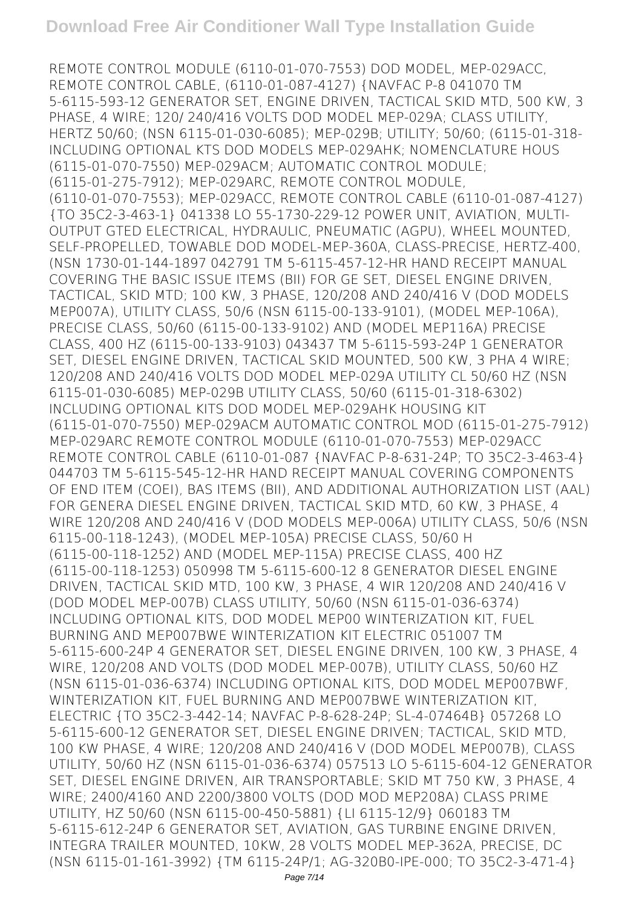REMOTE CONTROL MODULE (6110-01-070-7553) DOD MODEL, MEP-029ACC, REMOTE CONTROL CABLE, (6110-01-087-4127) {NAVFAC P-8 041070 TM 5-6115-593-12 GENERATOR SET, ENGINE DRIVEN, TACTICAL SKID MTD, 500 KW, 3 PHASE, 4 WIRE; 120/ 240/416 VOLTS DOD MODEL MEP-029A; CLASS UTILITY, HERTZ 50/60; (NSN 6115-01-030-6085); MEP-029B; UTILITY; 50/60; (6115-01-318- INCLUDING OPTIONAL KTS DOD MODELS MEP-029AHK; NOMENCLATURE HOUS (6115-01-070-7550) MEP-029ACM; AUTOMATIC CONTROL MODULE; (6115-01-275-7912); MEP-029ARC, REMOTE CONTROL MODULE, (6110-01-070-7553); MEP-029ACC, REMOTE CONTROL CABLE (6110-01-087-4127) {TO 35C2-3-463-1} 041338 LO 55-1730-229-12 POWER UNIT, AVIATION, MULTI-OUTPUT GTED ELECTRICAL, HYDRAULIC, PNEUMATIC (AGPU), WHEEL MOUNTED, SELF-PROPELLED, TOWABLE DOD MODEL-MEP-360A, CLASS-PRECISE, HERTZ-400, (NSN 1730-01-144-1897 042791 TM 5-6115-457-12-HR HAND RECEIPT MANUAL COVERING THE BASIC ISSUE ITEMS (BII) FOR GE SET, DIESEL ENGINE DRIVEN, TACTICAL, SKID MTD; 100 KW, 3 PHASE, 120/208 AND 240/416 V (DOD MODELS MEP007A), UTILITY CLASS, 50/6 (NSN 6115-00-133-9101), (MODEL MEP-106A), PRECISE CLASS, 50/60 (6115-00-133-9102) AND (MODEL MEP116A) PRECISE CLASS, 400 HZ (6115-00-133-9103) 043437 TM 5-6115-593-24P 1 GENERATOR SET, DIESEL ENGINE DRIVEN, TACTICAL SKID MOUNTED, 500 KW, 3 PHA 4 WIRE; 120/208 AND 240/416 VOLTS DOD MODEL MEP-029A UTILITY CL 50/60 HZ (NSN 6115-01-030-6085) MEP-029B UTILITY CLASS, 50/60 (6115-01-318-6302) INCLUDING OPTIONAL KITS DOD MODEL MEP-029AHK HOUSING KIT (6115-01-070-7550) MEP-029ACM AUTOMATIC CONTROL MOD (6115-01-275-7912) MEP-029ARC REMOTE CONTROL MODULE (6110-01-070-7553) MEP-029ACC REMOTE CONTROL CABLE (6110-01-087 {NAVFAC P-8-631-24P; TO 35C2-3-463-4} 044703 TM 5-6115-545-12-HR HAND RECEIPT MANUAL COVERING COMPONENTS OF END ITEM (COEI), BAS ITEMS (BII), AND ADDITIONAL AUTHORIZATION LIST (AAL) FOR GENERA DIESEL ENGINE DRIVEN, TACTICAL SKID MTD, 60 KW, 3 PHASE, 4 WIRE 120/208 AND 240/416 V (DOD MODELS MEP-006A) UTILITY CLASS, 50/6 (NSN 6115-00-118-1243), (MODEL MEP-105A) PRECISE CLASS, 50/60 H (6115-00-118-1252) AND (MODEL MEP-115A) PRECISE CLASS, 400 HZ (6115-00-118-1253) 050998 TM 5-6115-600-12 8 GENERATOR DIESEL ENGINE DRIVEN, TACTICAL SKID MTD, 100 KW, 3 PHASE, 4 WIR 120/208 AND 240/416 V (DOD MODEL MEP-007B) CLASS UTILITY, 50/60 (NSN 6115-01-036-6374) INCLUDING OPTIONAL KITS, DOD MODEL MEP00 WINTERIZATION KIT, FUEL BURNING AND MEP007BWE WINTERIZATION KIT ELECTRIC 051007 TM 5-6115-600-24P 4 GENERATOR SET, DIESEL ENGINE DRIVEN, 100 KW, 3 PHASE, 4 WIRE, 120/208 AND VOLTS (DOD MODEL MEP-007B), UTILITY CLASS, 50/60 HZ (NSN 6115-01-036-6374) INCLUDING OPTIONAL KITS, DOD MODEL MEP007BWF, WINTERIZATION KIT, FUEL BURNING AND MEP007BWE WINTERIZATION KIT, ELECTRIC {TO 35C2-3-442-14; NAVFAC P-8-628-24P; SL-4-07464B} 057268 LO 5-6115-600-12 GENERATOR SET, DIESEL ENGINE DRIVEN; TACTICAL, SKID MTD, 100 KW PHASE, 4 WIRE; 120/208 AND 240/416 V (DOD MODEL MEP007B), CLASS UTILITY, 50/60 HZ (NSN 6115-01-036-6374) 057513 LO 5-6115-604-12 GENERATOR SET, DIESEL ENGINE DRIVEN, AIR TRANSPORTABLE; SKID MT 750 KW, 3 PHASE, 4 WIRE; 2400/4160 AND 2200/3800 VOLTS (DOD MOD MEP208A) CLASS PRIME UTILITY, HZ 50/60 (NSN 6115-00-450-5881) {LI 6115-12/9} 060183 TM 5-6115-612-24P 6 GENERATOR SET, AVIATION, GAS TURBINE ENGINE DRIVEN, INTEGRA TRAILER MOUNTED, 10KW, 28 VOLTS MODEL MEP-362A, PRECISE, DC (NSN 6115-01-161-3992) {TM 6115-24P/1; AG-320B0-IPE-000; TO 35C2-3-471-4}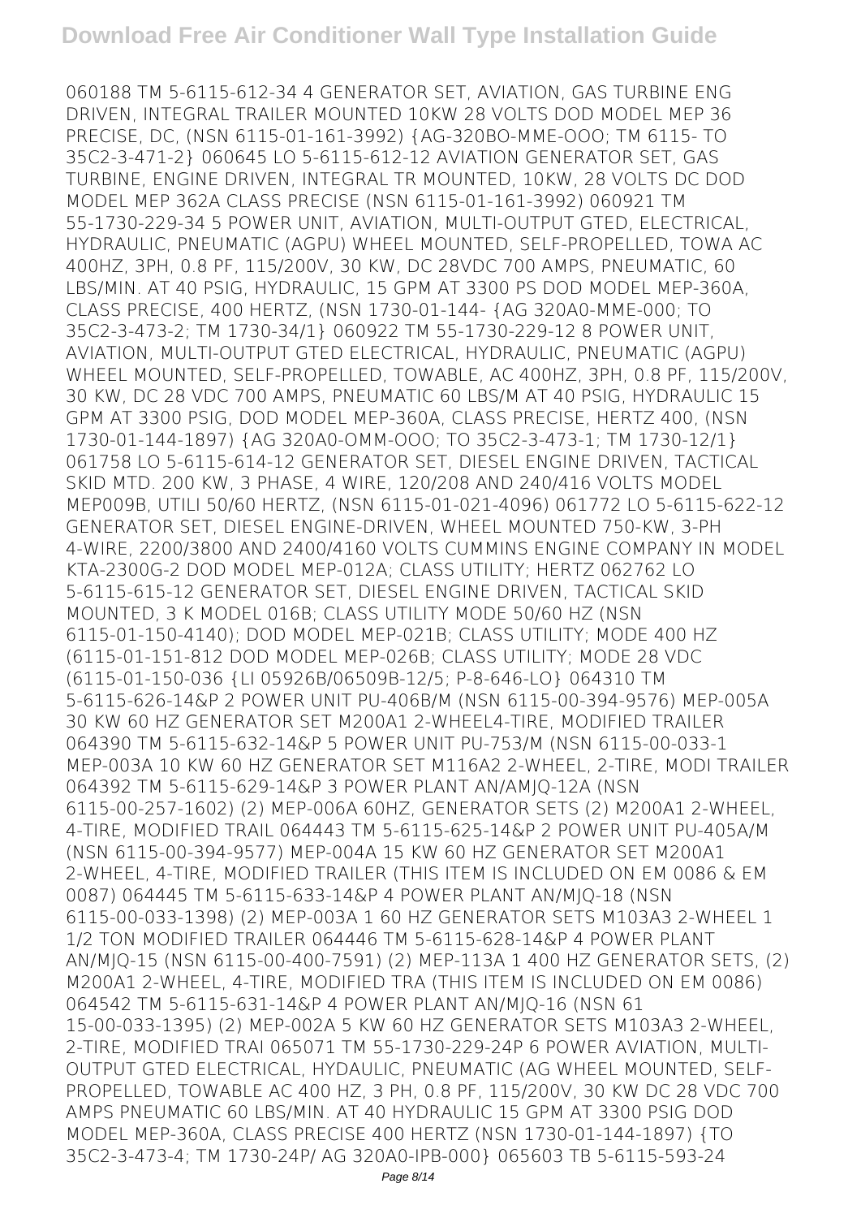060188 TM 5-6115-612-34 4 GENERATOR SET, AVIATION, GAS TURBINE ENG DRIVEN, INTEGRAL TRAILER MOUNTED 10KW 28 VOLTS DOD MODEL MEP 36 PRECISE, DC, (NSN 6115-01-161-3992) {AG-320BO-MME-OOO; TM 6115- TO 35C2-3-471-2} 060645 LO 5-6115-612-12 AVIATION GENERATOR SET, GAS TURBINE, ENGINE DRIVEN, INTEGRAL TR MOUNTED, 10KW, 28 VOLTS DC DOD MODEL MEP 362A CLASS PRECISE (NSN 6115-01-161-3992) 060921 TM 55-1730-229-34 5 POWER UNIT, AVIATION, MULTI-OUTPUT GTED, ELECTRICAL, HYDRAULIC, PNEUMATIC (AGPU) WHEEL MOUNTED, SELF-PROPELLED, TOWA AC 400HZ, 3PH, 0.8 PF, 115/200V, 30 KW, DC 28VDC 700 AMPS, PNEUMATIC, 60 LBS/MIN. AT 40 PSIG, HYDRAULIC, 15 GPM AT 3300 PS DOD MODEL MEP-360A, CLASS PRECISE, 400 HERTZ, (NSN 1730-01-144- {AG 320A0-MME-000; TO 35C2-3-473-2; TM 1730-34/1} 060922 TM 55-1730-229-12 8 POWER UNIT, AVIATION, MULTI-OUTPUT GTED ELECTRICAL, HYDRAULIC, PNEUMATIC (AGPU) WHEEL MOUNTED, SELF-PROPELLED, TOWABLE, AC 400HZ, 3PH, 0.8 PF, 115/200V, 30 KW, DC 28 VDC 700 AMPS, PNEUMATIC 60 LBS/M AT 40 PSIG, HYDRAULIC 15 GPM AT 3300 PSIG, DOD MODEL MEP-360A, CLASS PRECISE, HERTZ 400, (NSN 1730-01-144-1897) {AG 320A0-OMM-OOO; TO 35C2-3-473-1; TM 1730-12/1} 061758 LO 5-6115-614-12 GENERATOR SET, DIESEL ENGINE DRIVEN, TACTICAL SKID MTD. 200 KW, 3 PHASE, 4 WIRE, 120/208 AND 240/416 VOLTS MODEL MEP009B, UTILI 50/60 HERTZ, (NSN 6115-01-021-4096) 061772 LO 5-6115-622-12 GENERATOR SET, DIESEL ENGINE-DRIVEN, WHEEL MOUNTED 750-KW, 3-PH 4-WIRE, 2200/3800 AND 2400/4160 VOLTS CUMMINS ENGINE COMPANY IN MODEL KTA-2300G-2 DOD MODEL MEP-012A; CLASS UTILITY; HERTZ 062762 LO 5-6115-615-12 GENERATOR SET, DIESEL ENGINE DRIVEN, TACTICAL SKID MOUNTED, 3 K MODEL 016B; CLASS UTILITY MODE 50/60 HZ (NSN 6115-01-150-4140); DOD MODEL MEP-021B; CLASS UTILITY; MODE 400 HZ (6115-01-151-812 DOD MODEL MEP-026B; CLASS UTILITY; MODE 28 VDC (6115-01-150-036 {LI 05926B/06509B-12/5; P-8-646-LO} 064310 TM 5-6115-626-14&P 2 POWER UNIT PU-406B/M (NSN 6115-00-394-9576) MEP-005A 30 KW 60 HZ GENERATOR SET M200A1 2-WHEEL4-TIRE, MODIFIED TRAILER 064390 TM 5-6115-632-14&P 5 POWER UNIT PU-753/M (NSN 6115-00-033-1 MEP-003A 10 KW 60 HZ GENERATOR SET M116A2 2-WHEEL, 2-TIRE, MODI TRAILER 064392 TM 5-6115-629-14&P 3 POWER PLANT AN/AMJQ-12A (NSN 6115-00-257-1602) (2) MEP-006A 60HZ, GENERATOR SETS (2) M200A1 2-WHEEL, 4-TIRE, MODIFIED TRAIL 064443 TM 5-6115-625-14&P 2 POWER UNIT PU-405A/M (NSN 6115-00-394-9577) MEP-004A 15 KW 60 HZ GENERATOR SET M200A1 2-WHEEL, 4-TIRE, MODIFIED TRAILER (THIS ITEM IS INCLUDED ON EM 0086 & EM 0087) 064445 TM 5-6115-633-14&P 4 POWER PLANT AN/MJQ-18 (NSN 6115-00-033-1398) (2) MEP-003A 1 60 HZ GENERATOR SETS M103A3 2-WHEEL 1 1/2 TON MODIFIED TRAILER 064446 TM 5-6115-628-14&P 4 POWER PLANT AN/MJQ-15 (NSN 6115-00-400-7591) (2) MEP-113A 1 400 HZ GENERATOR SETS, (2) M200A1 2-WHEEL, 4-TIRE, MODIFIED TRA (THIS ITEM IS INCLUDED ON EM 0086) 064542 TM 5-6115-631-14&P 4 POWER PLANT AN/MJQ-16 (NSN 61 15-00-033-1395) (2) MEP-002A 5 KW 60 HZ GENERATOR SETS M103A3 2-WHEEL, 2-TIRE, MODIFIED TRAI 065071 TM 55-1730-229-24P 6 POWER AVIATION, MULTI-OUTPUT GTED ELECTRICAL, HYDAULIC, PNEUMATIC (AG WHEEL MOUNTED, SELF-PROPELLED, TOWABLE AC 400 HZ, 3 PH, 0.8 PF, 115/200V, 30 KW DC 28 VDC 700 AMPS PNEUMATIC 60 LBS/MIN. AT 40 HYDRAULIC 15 GPM AT 3300 PSIG DOD MODEL MEP-360A, CLASS PRECISE 400 HERTZ (NSN 1730-01-144-1897) {TO 35C2-3-473-4; TM 1730-24P/ AG 320A0-IPB-000} 065603 TB 5-6115-593-24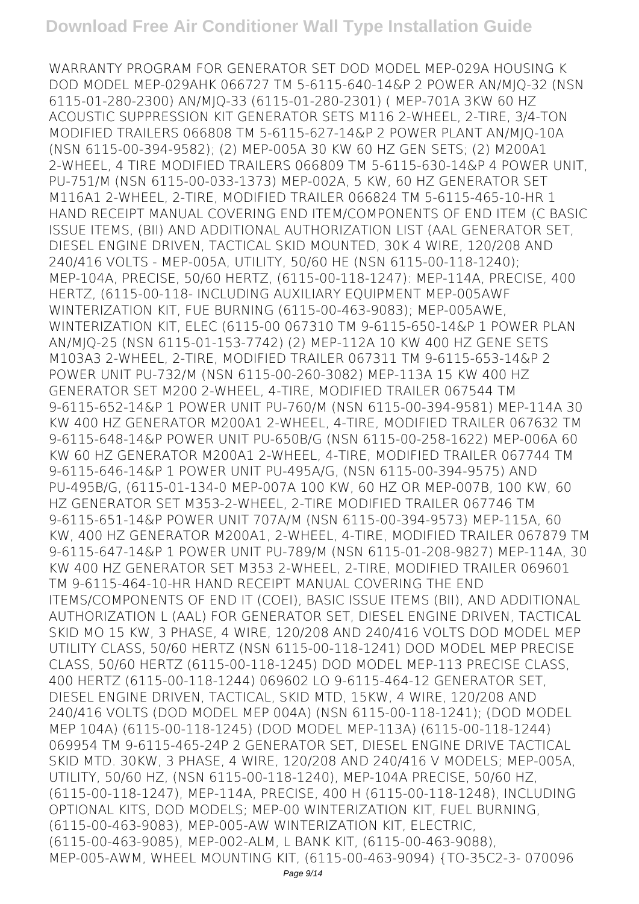WARRANTY PROGRAM FOR GENERATOR SET DOD MODEL MEP-029A HOUSING K DOD MODEL MEP-029AHK 066727 TM 5-6115-640-14&P 2 POWER AN/MJQ-32 (NSN 6115-01-280-2300) AN/MJQ-33 (6115-01-280-2301) ( MEP-701A 3KW 60 HZ ACOUSTIC SUPPRESSION KIT GENERATOR SETS M116 2-WHEEL, 2-TIRE, 3/4-TON MODIFIED TRAILERS 066808 TM 5-6115-627-14&P 2 POWER PLANT AN/MJQ-10A (NSN 6115-00-394-9582); (2) MEP-005A 30 KW 60 HZ GEN SETS; (2) M200A1 2-WHEEL, 4 TIRE MODIFIED TRAILERS 066809 TM 5-6115-630-14&P 4 POWER UNIT, PU-751/M (NSN 6115-00-033-1373) MEP-002A, 5 KW, 60 HZ GENERATOR SET M116A1 2-WHEEL, 2-TIRE, MODIFIED TRAILER 066824 TM 5-6115-465-10-HR 1 HAND RECEIPT MANUAL COVERING END ITEM/COMPONENTS OF END ITEM (C BASIC ISSUE ITEMS, (BII) AND ADDITIONAL AUTHORIZATION LIST (AAL GENERATOR SET, DIESEL ENGINE DRIVEN, TACTICAL SKID MOUNTED, 30K 4 WIRE, 120/208 AND 240/416 VOLTS - MEP-005A, UTILITY, 50/60 HE (NSN 6115-00-118-1240); MEP-104A, PRECISE, 50/60 HERTZ, (6115-00-118-1247): MEP-114A, PRECISE, 400 HERTZ, (6115-00-118- INCLUDING AUXILIARY EQUIPMENT MEP-005AWF WINTERIZATION KIT, FUE BURNING (6115-00-463-9083); MEP-005AWE, WINTERIZATION KIT, ELEC (6115-00 067310 TM 9-6115-650-14&P 1 POWER PLAN AN/MJQ-25 (NSN 6115-01-153-7742) (2) MEP-112A 10 KW 400 HZ GENE SETS M103A3 2-WHEEL, 2-TIRE, MODIFIED TRAILER 067311 TM 9-6115-653-14&P 2 POWER UNIT PU-732/M (NSN 6115-00-260-3082) MEP-113A 15 KW 400 HZ GENERATOR SET M200 2-WHEEL, 4-TIRE, MODIFIED TRAILER 067544 TM 9-6115-652-14&P 1 POWER UNIT PU-760/M (NSN 6115-00-394-9581) MEP-114A 30 KW 400 HZ GENERATOR M200A1 2-WHEEL, 4-TIRE, MODIFIED TRAILER 067632 TM 9-6115-648-14&P POWER UNIT PU-650B/G (NSN 6115-00-258-1622) MEP-006A 60 KW 60 HZ GENERATOR M200A1 2-WHEEL, 4-TIRE, MODIFIED TRAILER 067744 TM 9-6115-646-14&P 1 POWER UNIT PU-495A/G, (NSN 6115-00-394-9575) AND PU-495B/G, (6115-01-134-0 MEP-007A 100 KW, 60 HZ OR MEP-007B, 100 KW, 60 HZ GENERATOR SET M353-2-WHEEL, 2-TIRE MODIFIED TRAILER 067746 TM 9-6115-651-14&P POWER UNIT 707A/M (NSN 6115-00-394-9573) MEP-115A, 60 KW, 400 HZ GENERATOR M200A1, 2-WHEEL, 4-TIRE, MODIFIED TRAILER 067879 TM 9-6115-647-14&P 1 POWER UNIT PU-789/M (NSN 6115-01-208-9827) MEP-114A, 30 KW 400 HZ GENERATOR SET M353 2-WHEEL, 2-TIRE, MODIFIED TRAILER 069601 TM 9-6115-464-10-HR HAND RECEIPT MANUAL COVERING THE END ITEMS/COMPONENTS OF END IT (COEI), BASIC ISSUE ITEMS (BII), AND ADDITIONAL AUTHORIZATION L (AAL) FOR GENERATOR SET, DIESEL ENGINE DRIVEN, TACTICAL SKID MO 15 KW, 3 PHASE, 4 WIRE, 120/208 AND 240/416 VOLTS DOD MODEL MEP UTILITY CLASS, 50/60 HERTZ (NSN 6115-00-118-1241) DOD MODEL MEP PRECISE CLASS, 50/60 HERTZ (6115-00-118-1245) DOD MODEL MEP-113 PRECISE CLASS, 400 HERTZ (6115-00-118-1244) 069602 LO 9-6115-464-12 GENERATOR SET, DIESEL ENGINE DRIVEN, TACTICAL, SKID MTD, 15KW, 4 WIRE, 120/208 AND 240/416 VOLTS (DOD MODEL MEP 004A) (NSN 6115-00-118-1241); (DOD MODEL MEP 104A) (6115-00-118-1245) (DOD MODEL MEP-113A) (6115-00-118-1244) 069954 TM 9-6115-465-24P 2 GENERATOR SET, DIESEL ENGINE DRIVE TACTICAL SKID MTD. 30KW, 3 PHASE, 4 WIRE, 120/208 AND 240/416 V MODELS; MEP-005A, UTILITY, 50/60 HZ, (NSN 6115-00-118-1240), MEP-104A PRECISE, 50/60 HZ, (6115-00-118-1247), MEP-114A, PRECISE, 400 H (6115-00-118-1248), INCLUDING OPTIONAL KITS, DOD MODELS; MEP-00 WINTERIZATION KIT, FUEL BURNING, (6115-00-463-9083), MEP-005-AW WINTERIZATION KIT, ELECTRIC, (6115-00-463-9085), MEP-002-ALM, L BANK KIT, (6115-00-463-9088), MEP-005-AWM, WHEEL MOUNTING KIT, (6115-00-463-9094) {TO-35C2-3- 070096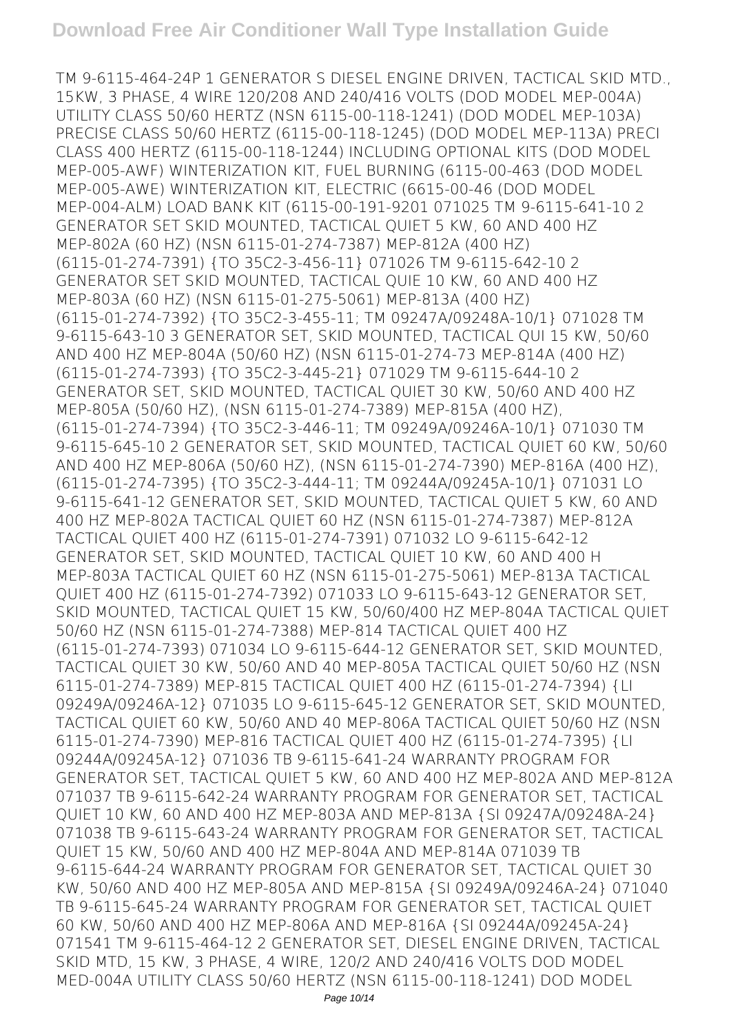TM 9-6115-464-24P 1 GENERATOR S DIESEL ENGINE DRIVEN, TACTICAL SKID MTD., 15KW, 3 PHASE, 4 WIRE 120/208 AND 240/416 VOLTS (DOD MODEL MEP-004A) UTILITY CLASS 50/60 HERTZ (NSN 6115-00-118-1241) (DOD MODEL MEP-103A) PRECISE CLASS 50/60 HERTZ (6115-00-118-1245) (DOD MODEL MEP-113A) PRECI CLASS 400 HERTZ (6115-00-118-1244) INCLUDING OPTIONAL KITS (DOD MODEL MEP-005-AWF) WINTERIZATION KIT, FUEL BURNING (6115-00-463 (DOD MODEL MEP-005-AWE) WINTERIZATION KIT, ELECTRIC (6615-00-46 (DOD MODEL MEP-004-ALM) LOAD BANK KIT (6115-00-191-9201 071025 TM 9-6115-641-10 2 GENERATOR SET SKID MOUNTED, TACTICAL QUIET 5 KW, 60 AND 400 HZ MEP-802A (60 HZ) (NSN 6115-01-274-7387) MEP-812A (400 HZ) (6115-01-274-7391) {TO 35C2-3-456-11} 071026 TM 9-6115-642-10 2 GENERATOR SET SKID MOUNTED, TACTICAL QUIE 10 KW, 60 AND 400 HZ MEP-803A (60 HZ) (NSN 6115-01-275-5061) MEP-813A (400 HZ) (6115-01-274-7392) {TO 35C2-3-455-11; TM 09247A/09248A-10/1} 071028 TM 9-6115-643-10 3 GENERATOR SET, SKID MOUNTED, TACTICAL QUI 15 KW, 50/60 AND 400 HZ MEP-804A (50/60 HZ) (NSN 6115-01-274-73 MEP-814A (400 HZ) (6115-01-274-7393) {TO 35C2-3-445-21} 071029 TM 9-6115-644-10 2 GENERATOR SET, SKID MOUNTED, TACTICAL QUIET 30 KW, 50/60 AND 400 HZ MEP-805A (50/60 HZ), (NSN 6115-01-274-7389) MEP-815A (400 HZ), (6115-01-274-7394) {TO 35C2-3-446-11; TM 09249A/09246A-10/1} 071030 TM 9-6115-645-10 2 GENERATOR SET, SKID MOUNTED, TACTICAL QUIET 60 KW, 50/60 AND 400 HZ MEP-806A (50/60 HZ), (NSN 6115-01-274-7390) MEP-816A (400 HZ), (6115-01-274-7395) {TO 35C2-3-444-11; TM 09244A/09245A-10/1} 071031 LO 9-6115-641-12 GENERATOR SET, SKID MOUNTED, TACTICAL QUIET 5 KW, 60 AND 400 HZ MEP-802A TACTICAL QUIET 60 HZ (NSN 6115-01-274-7387) MEP-812A TACTICAL QUIET 400 HZ (6115-01-274-7391) 071032 LO 9-6115-642-12 GENERATOR SET, SKID MOUNTED, TACTICAL QUIET 10 KW, 60 AND 400 H MEP-803A TACTICAL QUIET 60 HZ (NSN 6115-01-275-5061) MEP-813A TACTICAL QUIET 400 HZ (6115-01-274-7392) 071033 LO 9-6115-643-12 GENERATOR SET, SKID MOUNTED, TACTICAL QUIET 15 KW, 50/60/400 HZ MEP-804A TACTICAL QUIET 50/60 HZ (NSN 6115-01-274-7388) MEP-814 TACTICAL QUIET 400 HZ (6115-01-274-7393) 071034 LO 9-6115-644-12 GENERATOR SET, SKID MOUNTED, TACTICAL QUIET 30 KW, 50/60 AND 40 MEP-805A TACTICAL QUIET 50/60 HZ (NSN 6115-01-274-7389) MEP-815 TACTICAL QUIET 400 HZ (6115-01-274-7394) {LI 09249A/09246A-12} 071035 LO 9-6115-645-12 GENERATOR SET, SKID MOUNTED, TACTICAL QUIET 60 KW, 50/60 AND 40 MEP-806A TACTICAL QUIET 50/60 HZ (NSN 6115-01-274-7390) MEP-816 TACTICAL QUIET 400 HZ (6115-01-274-7395) {LI 09244A/09245A-12} 071036 TB 9-6115-641-24 WARRANTY PROGRAM FOR GENERATOR SET, TACTICAL QUIET 5 KW, 60 AND 400 HZ MEP-802A AND MEP-812A 071037 TB 9-6115-642-24 WARRANTY PROGRAM FOR GENERATOR SET, TACTICAL QUIET 10 KW, 60 AND 400 HZ MEP-803A AND MEP-813A {SI 09247A/09248A-24} 071038 TB 9-6115-643-24 WARRANTY PROGRAM FOR GENERATOR SET, TACTICAL QUIET 15 KW, 50/60 AND 400 HZ MEP-804A AND MEP-814A 071039 TB 9-6115-644-24 WARRANTY PROGRAM FOR GENERATOR SET, TACTICAL QUIET 30 KW, 50/60 AND 400 HZ MEP-805A AND MEP-815A {SI 09249A/09246A-24} 071040 TB 9-6115-645-24 WARRANTY PROGRAM FOR GENERATOR SET, TACTICAL QUIET 60 KW, 50/60 AND 400 HZ MEP-806A AND MEP-816A {SI 09244A/09245A-24} 071541 TM 9-6115-464-12 2 GENERATOR SET, DIESEL ENGINE DRIVEN, TACTICAL SKID MTD, 15 KW, 3 PHASE, 4 WIRE, 120/2 AND 240/416 VOLTS DOD MODEL MED-004A UTILITY CLASS 50/60 HERTZ (NSN 6115-00-118-1241) DOD MODEL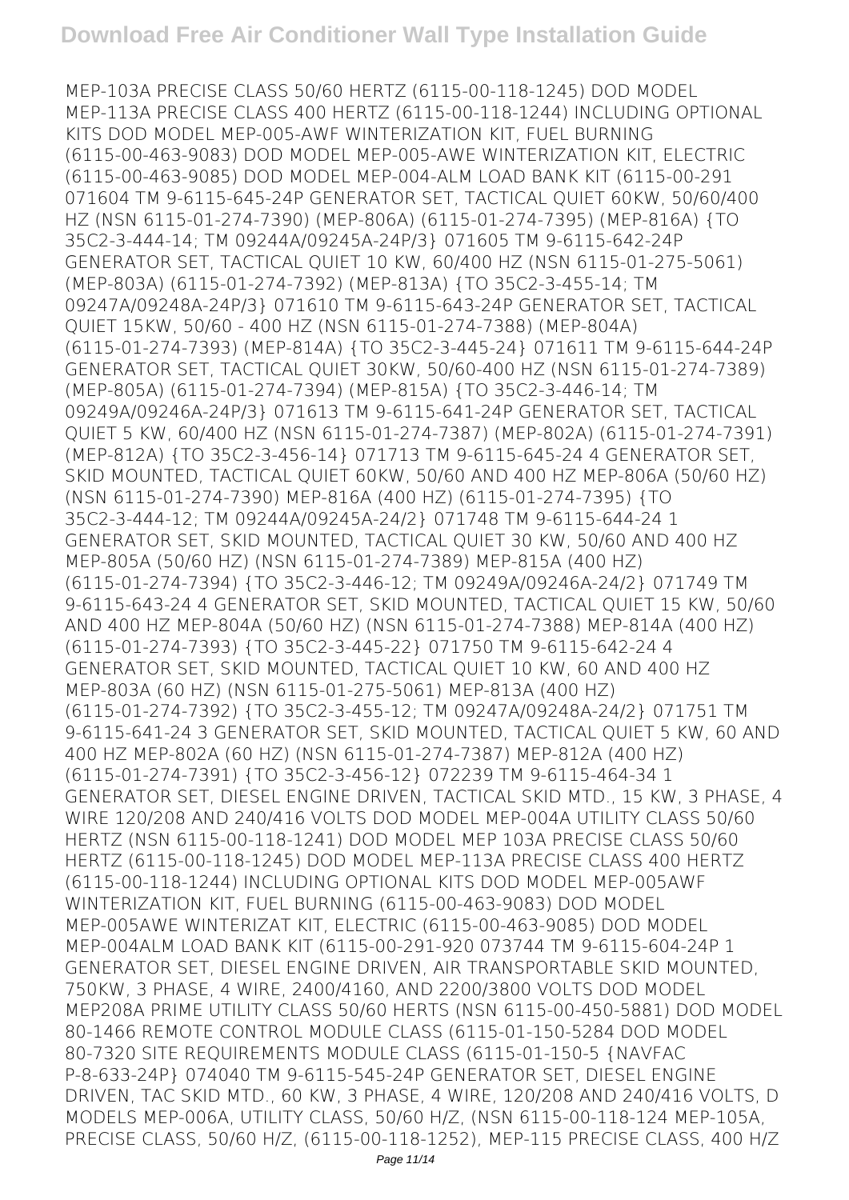MEP-103A PRECISE CLASS 50/60 HERTZ (6115-00-118-1245) DOD MODEL MEP-113A PRECISE CLASS 400 HERTZ (6115-00-118-1244) INCLUDING OPTIONAL KITS DOD MODEL MEP-005-AWF WINTERIZATION KIT, FUEL BURNING (6115-00-463-9083) DOD MODEL MEP-005-AWE WINTERIZATION KIT, ELECTRIC (6115-00-463-9085) DOD MODEL MEP-004-ALM LOAD BANK KIT (6115-00-291 071604 TM 9-6115-645-24P GENERATOR SET, TACTICAL QUIET 60KW, 50/60/400 HZ (NSN 6115-01-274-7390) (MEP-806A) (6115-01-274-7395) (MEP-816A) {TO 35C2-3-444-14; TM 09244A/09245A-24P/3} 071605 TM 9-6115-642-24P GENERATOR SET, TACTICAL QUIET 10 KW, 60/400 HZ (NSN 6115-01-275-5061) (MEP-803A) (6115-01-274-7392) (MEP-813A) {TO 35C2-3-455-14; TM 09247A/09248A-24P/3} 071610 TM 9-6115-643-24P GENERATOR SET, TACTICAL QUIET 15KW, 50/60 - 400 HZ (NSN 6115-01-274-7388) (MEP-804A) (6115-01-274-7393) (MEP-814A) {TO 35C2-3-445-24} 071611 TM 9-6115-644-24P GENERATOR SET, TACTICAL QUIET 30KW, 50/60-400 HZ (NSN 6115-01-274-7389) (MEP-805A) (6115-01-274-7394) (MEP-815A) {TO 35C2-3-446-14; TM 09249A/09246A-24P/3} 071613 TM 9-6115-641-24P GENERATOR SET, TACTICAL QUIET 5 KW, 60/400 HZ (NSN 6115-01-274-7387) (MEP-802A) (6115-01-274-7391) (MEP-812A) {TO 35C2-3-456-14} 071713 TM 9-6115-645-24 4 GENERATOR SET, SKID MOUNTED, TACTICAL QUIET 60KW, 50/60 AND 400 HZ MEP-806A (50/60 HZ) (NSN 6115-01-274-7390) MEP-816A (400 HZ) (6115-01-274-7395) {TO 35C2-3-444-12; TM 09244A/09245A-24/2} 071748 TM 9-6115-644-24 1 GENERATOR SET, SKID MOUNTED, TACTICAL QUIET 30 KW, 50/60 AND 400 HZ MEP-805A (50/60 HZ) (NSN 6115-01-274-7389) MEP-815A (400 HZ) (6115-01-274-7394) {TO 35C2-3-446-12; TM 09249A/09246A-24/2} 071749 TM 9-6115-643-24 4 GENERATOR SET, SKID MOUNTED, TACTICAL QUIET 15 KW, 50/60 AND 400 HZ MEP-804A (50/60 HZ) (NSN 6115-01-274-7388) MEP-814A (400 HZ) (6115-01-274-7393) {TO 35C2-3-445-22} 071750 TM 9-6115-642-24 4 GENERATOR SET, SKID MOUNTED, TACTICAL QUIET 10 KW, 60 AND 400 HZ MEP-803A (60 HZ) (NSN 6115-01-275-5061) MEP-813A (400 HZ) (6115-01-274-7392) {TO 35C2-3-455-12; TM 09247A/09248A-24/2} 071751 TM 9-6115-641-24 3 GENERATOR SET, SKID MOUNTED, TACTICAL QUIET 5 KW, 60 AND 400 HZ MEP-802A (60 HZ) (NSN 6115-01-274-7387) MEP-812A (400 HZ) (6115-01-274-7391) {TO 35C2-3-456-12} 072239 TM 9-6115-464-34 1 GENERATOR SET, DIESEL ENGINE DRIVEN, TACTICAL SKID MTD., 15 KW, 3 PHASE, 4 WIRE 120/208 AND 240/416 VOLTS DOD MODEL MEP-004A UTILITY CLASS 50/60 HERTZ (NSN 6115-00-118-1241) DOD MODEL MEP 103A PRECISE CLASS 50/60 HERTZ (6115-00-118-1245) DOD MODEL MEP-113A PRECISE CLASS 400 HERTZ (6115-00-118-1244) INCLUDING OPTIONAL KITS DOD MODEL MEP-005AWF WINTERIZATION KIT, FUEL BURNING (6115-00-463-9083) DOD MODEL MEP-005AWE WINTERIZAT KIT, ELECTRIC (6115-00-463-9085) DOD MODEL MEP-004ALM LOAD BANK KIT (6115-00-291-920 073744 TM 9-6115-604-24P 1 GENERATOR SET, DIESEL ENGINE DRIVEN, AIR TRANSPORTABLE SKID MOUNTED, 750KW, 3 PHASE, 4 WIRE, 2400/4160, AND 2200/3800 VOLTS DOD MODEL MEP208A PRIME UTILITY CLASS 50/60 HERTS (NSN 6115-00-450-5881) DOD MODEL 80-1466 REMOTE CONTROL MODULE CLASS (6115-01-150-5284 DOD MODEL 80-7320 SITE REQUIREMENTS MODULE CLASS (6115-01-150-5 {NAVFAC P-8-633-24P} 074040 TM 9-6115-545-24P GENERATOR SET, DIESEL ENGINE DRIVEN, TAC SKID MTD., 60 KW, 3 PHASE, 4 WIRE, 120/208 AND 240/416 VOLTS, D MODELS MEP-006A, UTILITY CLASS, 50/60 H/Z, (NSN 6115-00-118-124 MEP-105A, PRECISE CLASS, 50/60 H/Z, (6115-00-118-1252), MEP-115 PRECISE CLASS, 400 H/Z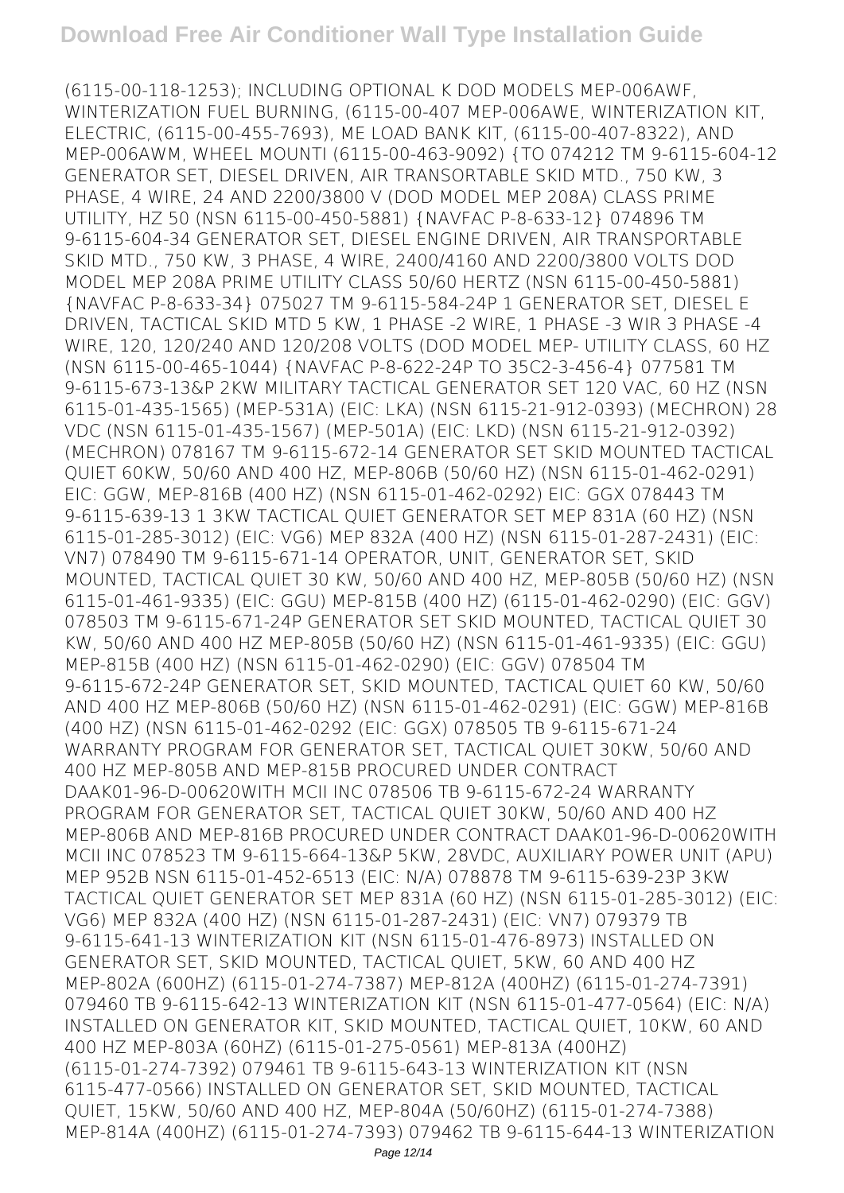(6115-00-118-1253); INCLUDING OPTIONAL K DOD MODELS MEP-006AWF, WINTERIZATION FUEL BURNING, (6115-00-407 MEP-006AWE, WINTERIZATION KIT, ELECTRIC, (6115-00-455-7693), ME LOAD BANK KIT, (6115-00-407-8322), AND MEP-006AWM, WHEEL MOUNTI (6115-00-463-9092) {TO 074212 TM 9-6115-604-12 GENERATOR SET, DIESEL DRIVEN, AIR TRANSORTABLE SKID MTD., 750 KW, 3 PHASE, 4 WIRE, 24 AND 2200/3800 V (DOD MODEL MEP 208A) CLASS PRIME UTILITY, HZ 50 (NSN 6115-00-450-5881) {NAVFAC P-8-633-12} 074896 TM 9-6115-604-34 GENERATOR SET, DIESEL ENGINE DRIVEN, AIR TRANSPORTABLE SKID MTD., 750 KW, 3 PHASE, 4 WIRE, 2400/4160 AND 2200/3800 VOLTS DOD MODEL MEP 208A PRIME UTILITY CLASS 50/60 HERTZ (NSN 6115-00-450-5881) {NAVFAC P-8-633-34} 075027 TM 9-6115-584-24P 1 GENERATOR SET, DIESEL E DRIVEN, TACTICAL SKID MTD 5 KW, 1 PHASE -2 WIRE, 1 PHASE -3 WIR 3 PHASE -4 WIRE, 120, 120/240 AND 120/208 VOLTS (DOD MODEL MEP- UTILITY CLASS, 60 HZ (NSN 6115-00-465-1044) {NAVFAC P-8-622-24P TO 35C2-3-456-4} 077581 TM 9-6115-673-13&P 2KW MILITARY TACTICAL GENERATOR SET 120 VAC, 60 HZ (NSN 6115-01-435-1565) (MEP-531A) (EIC: LKA) (NSN 6115-21-912-0393) (MECHRON) 28 VDC (NSN 6115-01-435-1567) (MEP-501A) (EIC: LKD) (NSN 6115-21-912-0392) (MECHRON) 078167 TM 9-6115-672-14 GENERATOR SET SKID MOUNTED TACTICAL QUIET 60KW, 50/60 AND 400 HZ, MEP-806B (50/60 HZ) (NSN 6115-01-462-0291) EIC: GGW, MEP-816B (400 HZ) (NSN 6115-01-462-0292) EIC: GGX 078443 TM 9-6115-639-13 1 3KW TACTICAL QUIET GENERATOR SET MEP 831A (60 HZ) (NSN 6115-01-285-3012) (EIC: VG6) MEP 832A (400 HZ) (NSN 6115-01-287-2431) (EIC: VN7) 078490 TM 9-6115-671-14 OPERATOR, UNIT, GENERATOR SET, SKID MOUNTED, TACTICAL QUIET 30 KW, 50/60 AND 400 HZ, MEP-805B (50/60 HZ) (NSN 6115-01-461-9335) (EIC: GGU) MEP-815B (400 HZ) (6115-01-462-0290) (EIC: GGV) 078503 TM 9-6115-671-24P GENERATOR SET SKID MOUNTED, TACTICAL QUIET 30 KW, 50/60 AND 400 HZ MEP-805B (50/60 HZ) (NSN 6115-01-461-9335) (EIC: GGU) MEP-815B (400 HZ) (NSN 6115-01-462-0290) (EIC: GGV) 078504 TM 9-6115-672-24P GENERATOR SET, SKID MOUNTED, TACTICAL QUIET 60 KW, 50/60 AND 400 HZ MEP-806B (50/60 HZ) (NSN 6115-01-462-0291) (EIC: GGW) MEP-816B (400 HZ) (NSN 6115-01-462-0292 (EIC: GGX) 078505 TB 9-6115-671-24 WARRANTY PROGRAM FOR GENERATOR SET, TACTICAL QUIET 30KW, 50/60 AND 400 HZ MEP-805B AND MEP-815B PROCURED UNDER CONTRACT DAAK01-96-D-00620WITH MCII INC 078506 TB 9-6115-672-24 WARRANTY PROGRAM FOR GENERATOR SET, TACTICAL QUIET 30KW, 50/60 AND 400 HZ MEP-806B AND MEP-816B PROCURED UNDER CONTRACT DAAK01-96-D-00620WITH MCII INC 078523 TM 9-6115-664-13&P 5KW, 28VDC, AUXILIARY POWER UNIT (APU) MEP 952B NSN 6115-01-452-6513 (EIC: N/A) 078878 TM 9-6115-639-23P 3KW TACTICAL QUIET GENERATOR SET MEP 831A (60 HZ) (NSN 6115-01-285-3012) (EIC: VG6) MEP 832A (400 HZ) (NSN 6115-01-287-2431) (EIC: VN7) 079379 TB 9-6115-641-13 WINTERIZATION KIT (NSN 6115-01-476-8973) INSTALLED ON GENERATOR SET, SKID MOUNTED, TACTICAL QUIET, 5KW, 60 AND 400 HZ MEP-802A (600HZ) (6115-01-274-7387) MEP-812A (400HZ) (6115-01-274-7391) 079460 TB 9-6115-642-13 WINTERIZATION KIT (NSN 6115-01-477-0564) (EIC: N/A) INSTALLED ON GENERATOR KIT, SKID MOUNTED, TACTICAL QUIET, 10KW, 60 AND 400 HZ MEP-803A (60HZ) (6115-01-275-0561) MEP-813A (400HZ) (6115-01-274-7392) 079461 TB 9-6115-643-13 WINTERIZATION KIT (NSN 6115-477-0566) INSTALLED ON GENERATOR SET, SKID MOUNTED, TACTICAL QUIET, 15KW, 50/60 AND 400 HZ, MEP-804A (50/60HZ) (6115-01-274-7388) MEP-814A (400HZ) (6115-01-274-7393) 079462 TB 9-6115-644-13 WINTERIZATION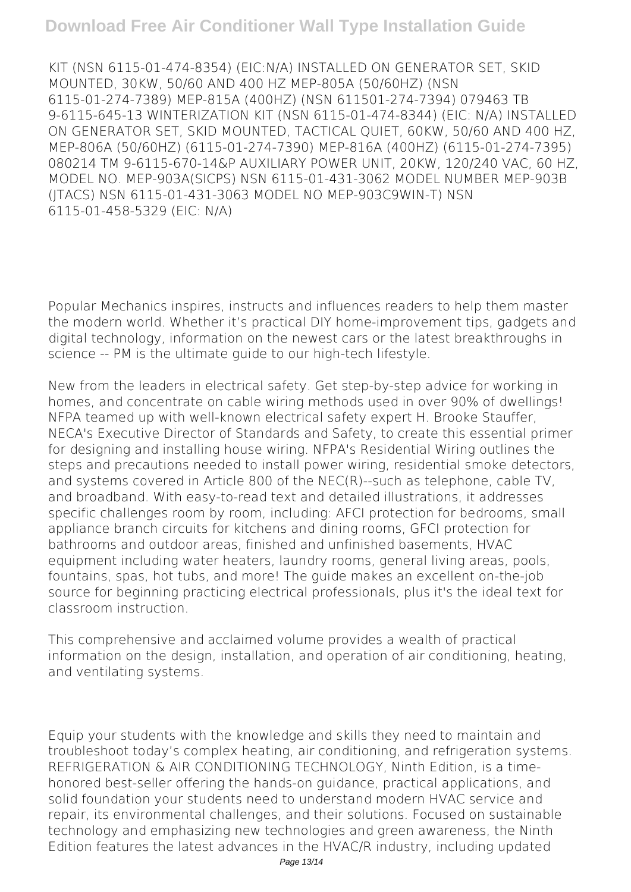KIT (NSN 6115-01-474-8354) (EIC:N/A) INSTALLED ON GENERATOR SET, SKID MOUNTED, 30KW, 50/60 AND 400 HZ MEP-805A (50/60HZ) (NSN 6115-01-274-7389) MEP-815A (400HZ) (NSN 611501-274-7394) 079463 TB 9-6115-645-13 WINTERIZATION KIT (NSN 6115-01-474-8344) (EIC: N/A) INSTALLED ON GENERATOR SET, SKID MOUNTED, TACTICAL QUIET, 60KW, 50/60 AND 400 HZ, MEP-806A (50/60HZ) (6115-01-274-7390) MEP-816A (400HZ) (6115-01-274-7395) 080214 TM 9-6115-670-14&P AUXILIARY POWER UNIT, 20KW, 120/240 VAC, 60 HZ, MODEL NO. MEP-903A(SICPS) NSN 6115-01-431-3062 MODEL NUMBER MEP-903B (JTACS) NSN 6115-01-431-3063 MODEL NO MEP-903C9WIN-T) NSN 6115-01-458-5329 (EIC: N/A)

Popular Mechanics inspires, instructs and influences readers to help them master the modern world. Whether it's practical DIY home-improvement tips, gadgets and digital technology, information on the newest cars or the latest breakthroughs in science -- PM is the ultimate guide to our high-tech lifestyle.

New from the leaders in electrical safety. Get step-by-step advice for working in homes, and concentrate on cable wiring methods used in over 90% of dwellings! NFPA teamed up with well-known electrical safety expert H. Brooke Stauffer, NECA's Executive Director of Standards and Safety, to create this essential primer for designing and installing house wiring. NFPA's Residential Wiring outlines the steps and precautions needed to install power wiring, residential smoke detectors, and systems covered in Article 800 of the NEC(R)--such as telephone, cable TV, and broadband. With easy-to-read text and detailed illustrations, it addresses specific challenges room by room, including: AFCI protection for bedrooms, small appliance branch circuits for kitchens and dining rooms, GFCI protection for bathrooms and outdoor areas, finished and unfinished basements, HVAC equipment including water heaters, laundry rooms, general living areas, pools, fountains, spas, hot tubs, and more! The guide makes an excellent on-the-job source for beginning practicing electrical professionals, plus it's the ideal text for classroom instruction.

This comprehensive and acclaimed volume provides a wealth of practical information on the design, installation, and operation of air conditioning, heating, and ventilating systems.

Equip your students with the knowledge and skills they need to maintain and troubleshoot today's complex heating, air conditioning, and refrigeration systems. REFRIGERATION & AIR CONDITIONING TECHNOLOGY, Ninth Edition, is a time-honored best-seller offering the hands-on guidance, practical applications, and solid foundation your students need to understand modern HVAC service and repair, its environmental challenges, and their solutions. Focused on sustainable technology and emphasizing new technologies and green awareness, the Ninth Edition features the latest advances in the HVAC/R industry, including updated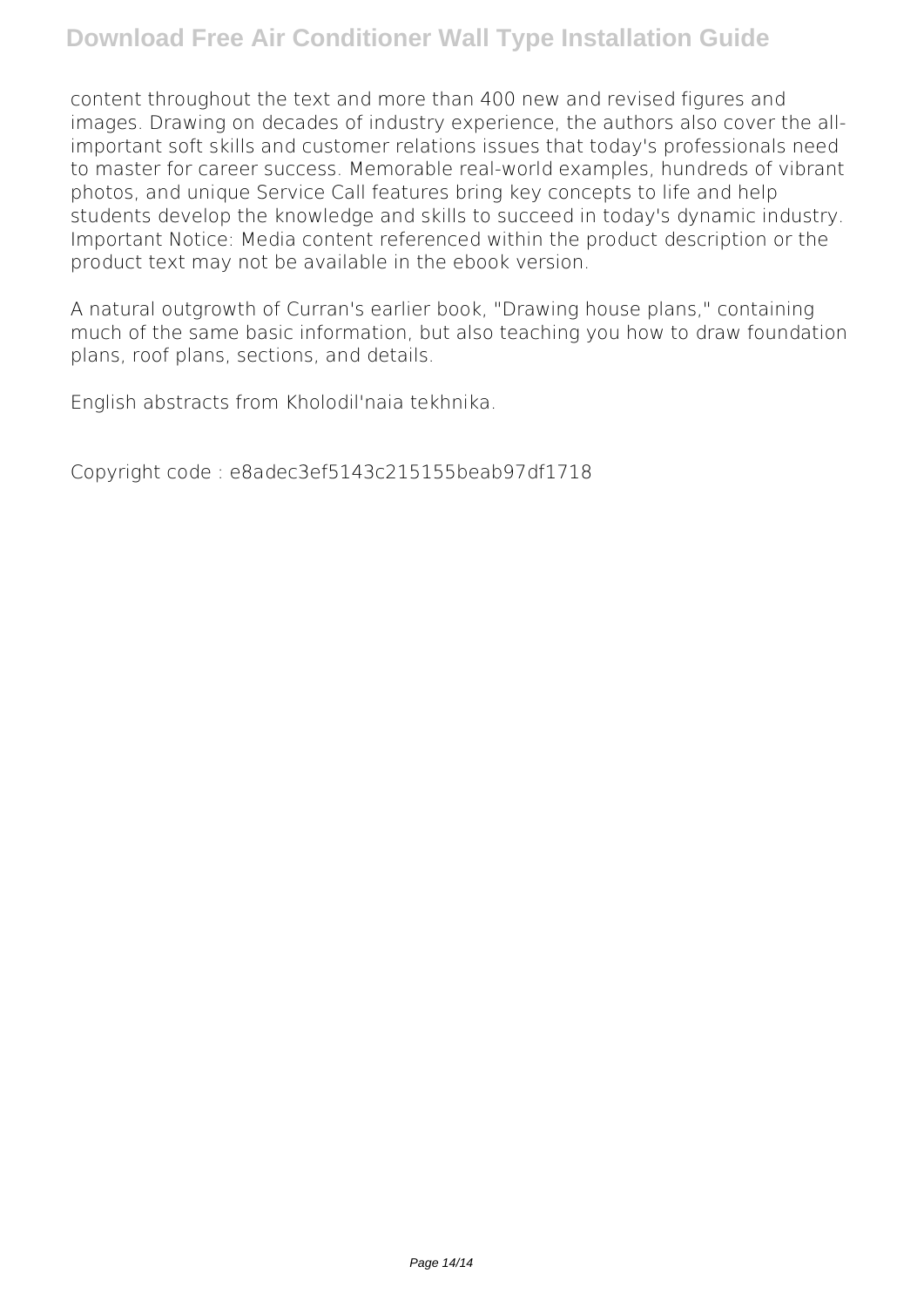content throughout the text and more than 400 new and revised figures and images. Drawing on decades of industry experience, the authors also cover the all-important soft skills and customer relations issues that today's professionals need to master for career success. Memorable real-world examples, hundreds of vibrant photos, and unique Service Call features bring key concepts to life and help students develop the knowledge and skills to succeed in today's dynamic industry. Important Notice: Media content referenced within the product description or the product text may not be available in the ebook version.

A natural outgrowth of Curran's earlier book, "Drawing house plans," containing much of the same basic information, but also teaching you how to draw foundation plans, roof plans, sections, and details.

English abstracts from Kholodil'naia tekhnika.

Copyright code : e8adec3ef5143c215155beab97df1718